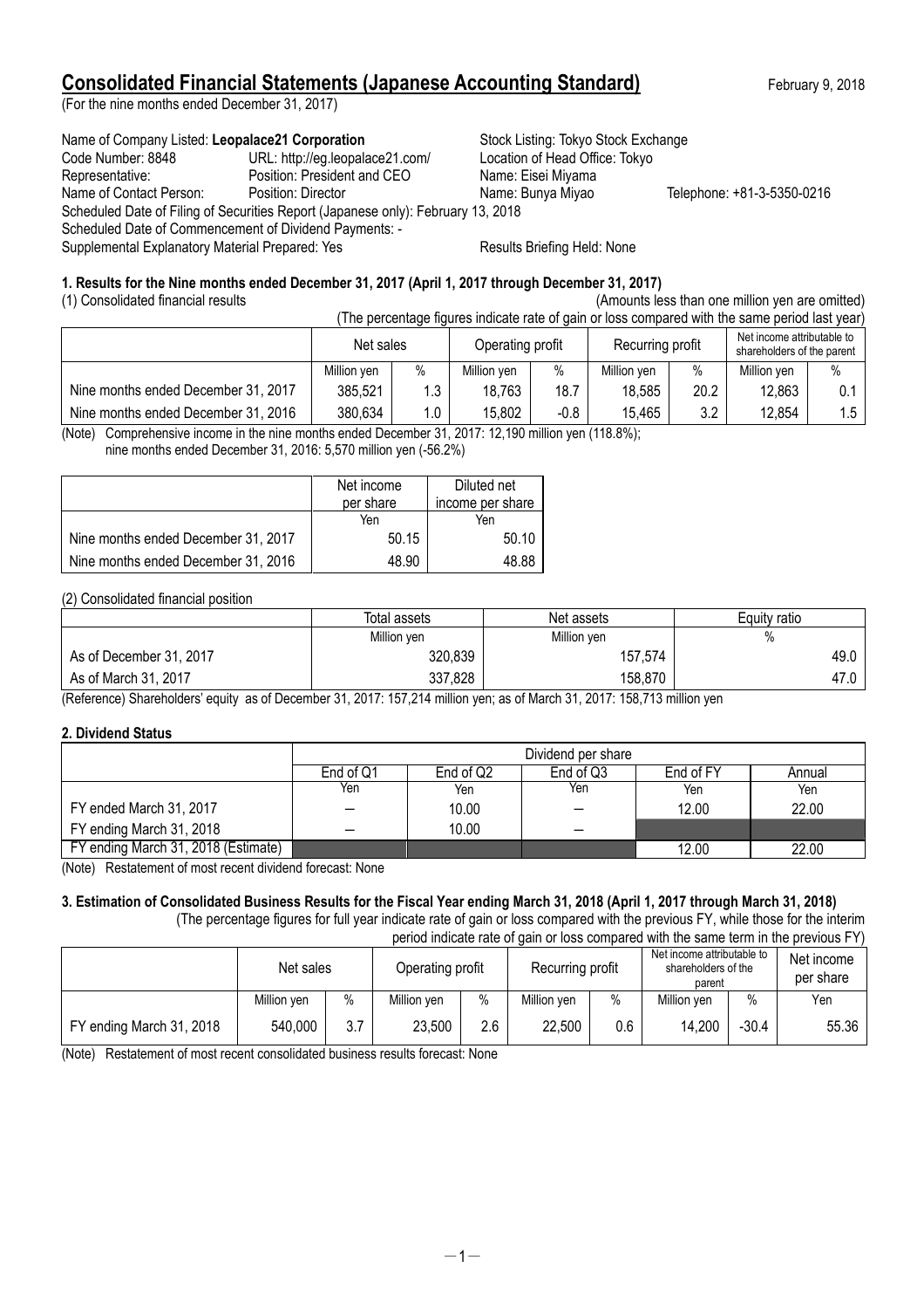# Consolidated Financial Statements (Japanese Accounting Standard)

February 9, 2018

(For the nine months ended December 31, 2017)

Name of Company Listed: **Leopalace21 Corporation** — Stock Listing: Tokyo Stock Exchange
Code Number: 8848 — URL: http://eg.leopalace21.com/ — Location of Head Office: Tokyo
Representative: Position: President and CEO — Name: Eisei Miyama
Name of Contact Person: Position: Director — Name: Bunya Miyao — Telephone: +81-3-5350-0216
Scheduled Date of Filing of Securities Report (Japanese only): February 13, 2018
Scheduled Date of Commencement of Dividend Payments: -
Supplemental Explanatory Material Prepared: Yes — Results Briefing Held: None

### 1. Results for the Nine months ended December 31, 2017 (April 1, 2017 through December 31, 2017)

(1) Consolidated financial results

(Amounts less than one million yen are omitted)

(The percentage figures indicate rate of gain or loss compared with the same period last year)

| | Net sales | | Operating profit | | Recurring profit | | Net income attributable to shareholders of the parent | |
|---|---|---|---|---|---|---|---|---|
| | Million yen | % | Million yen | % | Million yen | % | Million yen | % |
| Nine months ended December 31, 2017 | 385,521 | 1.3 | 18,763 | 18.7 | 18,585 | 20.2 | 12,863 | 0.1 |
| Nine months ended December 31, 2016 | 380,634 | 1.0 | 15,802 | -0.8 | 15,465 | 3.2 | 12,854 | 1.5 |

(Note) Comprehensive income in the nine months ended December 31, 2017: 12,190 million yen (118.8%);
nine months ended December 31, 2016: 5,570 million yen (-56.2%)

| | Net income per share | Diluted net income per share |
|---|---|---|
| | Yen | Yen |
| Nine months ended December 31, 2017 | 50.15 | 50.10 |
| Nine months ended December 31, 2016 | 48.90 | 48.88 |

(2) Consolidated financial position

| | Total assets | Net assets | Equity ratio |
|---|---|---|---|
| | Million yen | Million yen | % |
| As of December 31, 2017 | 320,839 | 157,574 | 49.0 |
| As of March 31, 2017 | 337,828 | 158,870 | 47.0 |

(Reference) Shareholders' equity as of December 31, 2017: 157,214 million yen; as of March 31, 2017: 158,713 million yen

### 2. Dividend Status

| | Dividend per share | | | | |
|---|---|---|---|---|---|
| | End of Q1 | End of Q2 | End of Q3 | End of FY | Annual |
| | Yen | Yen | Yen | Yen | Yen |
| FY ended March 31, 2017 | — | 10.00 | — | 12.00 | 22.00 |
| FY ending March 31, 2018 | — | 10.00 | — | | |
| FY ending March 31, 2018 (Estimate) | | | | 12.00 | 22.00 |

(Note) Restatement of most recent dividend forecast: None

### 3. Estimation of Consolidated Business Results for the Fiscal Year ending March 31, 2018 (April 1, 2017 through March 31, 2018)

(The percentage figures for full year indicate rate of gain or loss compared with the previous FY, while those for the interim period indicate rate of gain or loss compared with the same term in the previous FY)

| | Net sales | | Operating profit | | Recurring profit | | Net income attributable to shareholders of the parent | | Net income per share |
|---|---|---|---|---|---|---|---|---|---|
| | Million yen | % | Million yen | % | Million yen | % | Million yen | % | Yen |
| FY ending March 31, 2018 | 540,000 | 3.7 | 23,500 | 2.6 | 22,500 | 0.6 | 14,200 | -30.4 | 55.36 |

(Note) Restatement of most recent consolidated business results forecast: None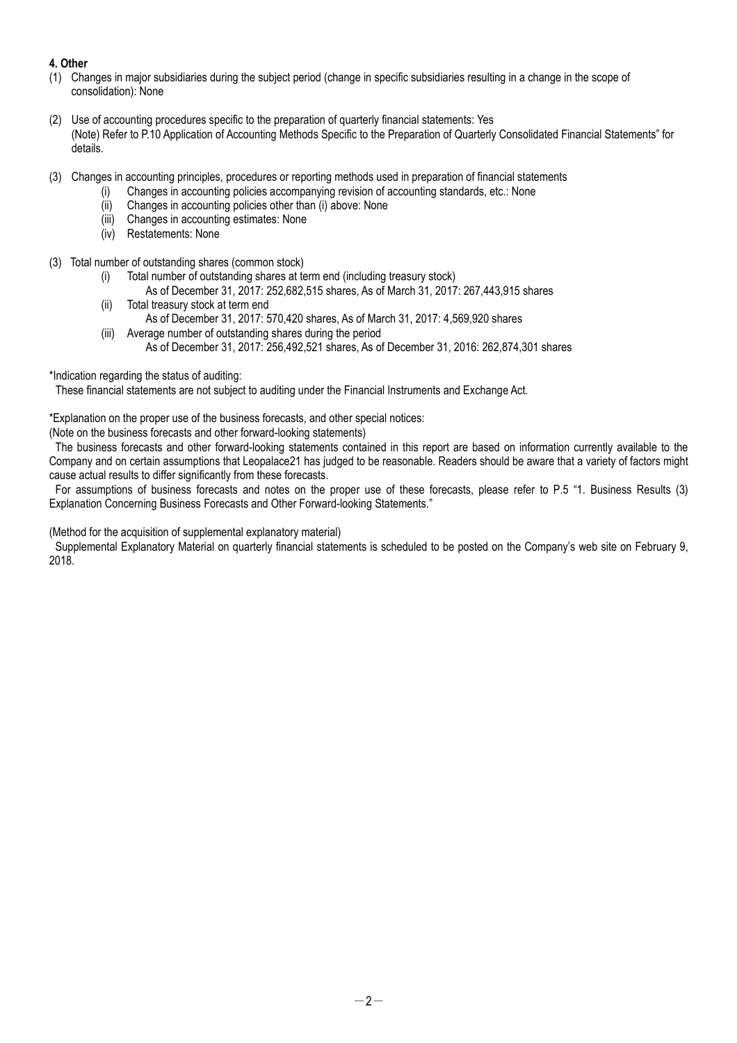**4. Other**

(1) Changes in major subsidiaries during the subject period (change in specific subsidiaries resulting in a change in the scope of consolidation): None

(2) Use of accounting procedures specific to the preparation of quarterly financial statements: Yes
(Note) Refer to P.10 Application of Accounting Methods Specific to the Preparation of Quarterly Consolidated Financial Statements" for details.

(3) Changes in accounting principles, procedures or reporting methods used in preparation of financial statements
- (i) Changes in accounting policies accompanying revision of accounting standards, etc.: None
- (ii) Changes in accounting policies other than (i) above: None
- (iii) Changes in accounting estimates: None
- (iv) Restatements: None

(3) Total number of outstanding shares (common stock)
- (i) Total number of outstanding shares at term end (including treasury stock)
  As of December 31, 2017: 252,682,515 shares, As of March 31, 2017: 267,443,915 shares
- (ii) Total treasury stock at term end
  As of December 31, 2017: 570,420 shares, As of March 31, 2017: 4,569,920 shares
- (iii) Average number of outstanding shares during the period
  As of December 31, 2017: 256,492,521 shares, As of December 31, 2016: 262,874,301 shares

*Indication regarding the status of auditing:
These financial statements are not subject to auditing under the Financial Instruments and Exchange Act.

*Explanation on the proper use of the business forecasts, and other special notices:
(Note on the business forecasts and other forward-looking statements)
The business forecasts and other forward-looking statements contained in this report are based on information currently available to the Company and on certain assumptions that Leopalace21 has judged to be reasonable. Readers should be aware that a variety of factors might cause actual results to differ significantly from these forecasts.
For assumptions of business forecasts and notes on the proper use of these forecasts, please refer to P.5 "1. Business Results (3) Explanation Concerning Business Forecasts and Other Forward-looking Statements."

(Method for the acquisition of supplemental explanatory material)
Supplemental Explanatory Material on quarterly financial statements is scheduled to be posted on the Company's web site on February 9, 2018.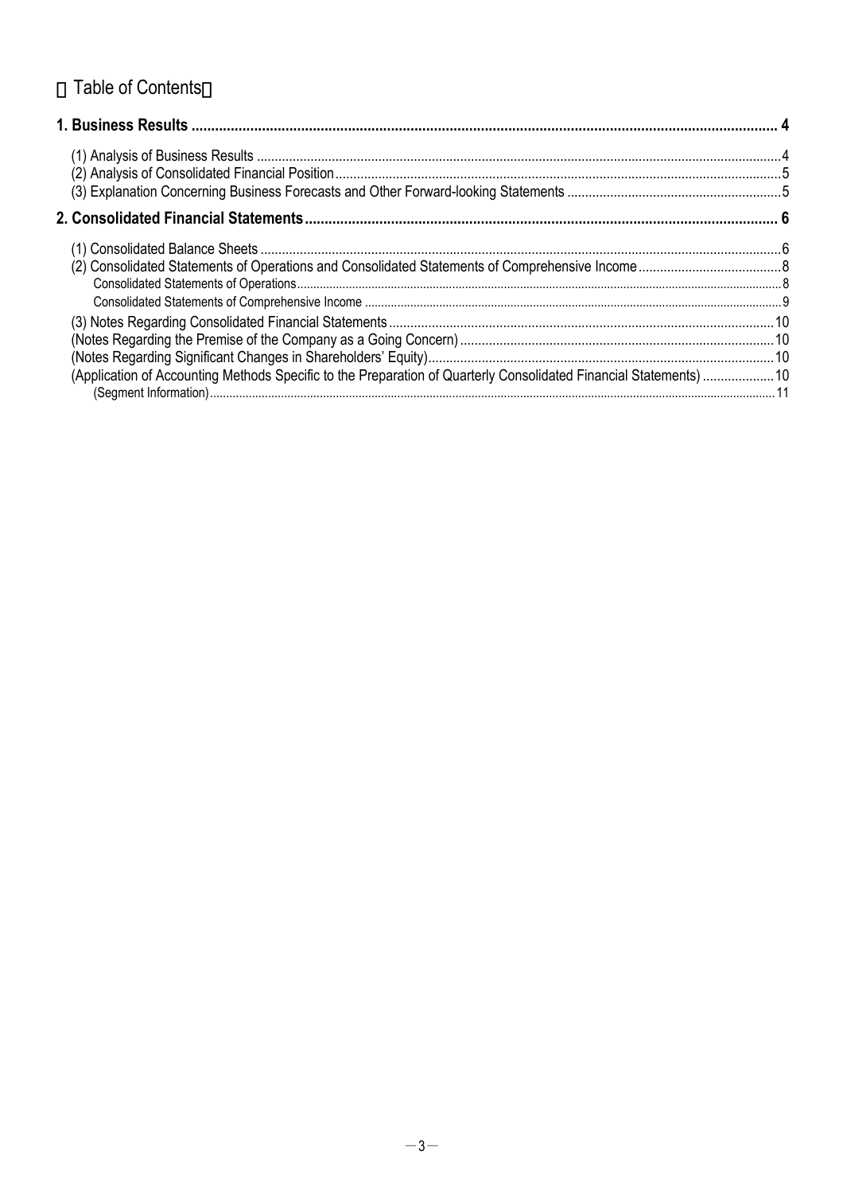# 【Table of Contents】

**1. Business Results ... 4**

(1) Analysis of Business Results ... 4
(2) Analysis of Consolidated Financial Position ... 5
(3) Explanation Concerning Business Forecasts and Other Forward-looking Statements ... 5

**2. Consolidated Financial Statements ... 6**

(1) Consolidated Balance Sheets ... 6
(2) Consolidated Statements of Operations and Consolidated Statements of Comprehensive Income ... 8
Consolidated Statements of Operations ... 8
Consolidated Statements of Comprehensive Income ... 9
(3) Notes Regarding Consolidated Financial Statements ... 10
(Notes Regarding the Premise of the Company as a Going Concern) ... 10
(Notes Regarding Significant Changes in Shareholders' Equity) ... 10
(Application of Accounting Methods Specific to the Preparation of Quarterly Consolidated Financial Statements) ... 10
(Segment Information) ... 11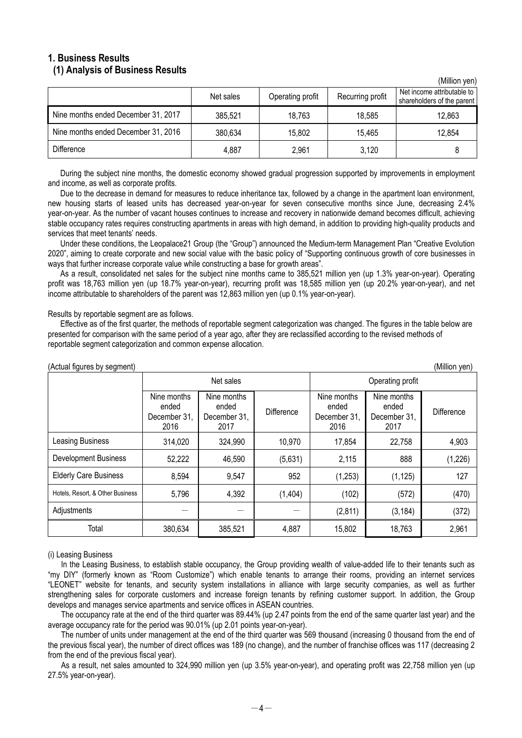## 1. Business Results

### (1) Analysis of Business Results

(Million yen)

| | Net sales | Operating profit | Recurring profit | Net income attributable to shareholders of the parent |
|---|---|---|---|---|
| Nine months ended December 31, 2017 | 385,521 | 18,763 | 18,585 | 12,863 |
| Nine months ended December 31, 2016 | 380,634 | 15,802 | 15,465 | 12,854 |
| Difference | 4,887 | 2,961 | 3,120 | 8 |

During the subject nine months, the domestic economy showed gradual progression supported by improvements in employment and income, as well as corporate profits.

Due to the decrease in demand for measures to reduce inheritance tax, followed by a change in the apartment loan environment, new housing starts of leased units has decreased year-on-year for seven consecutive months since June, decreasing 2.4% year-on-year. As the number of vacant houses continues to increase and recovery in nationwide demand becomes difficult, achieving stable occupancy rates requires constructing apartments in areas with high demand, in addition to providing high-quality products and services that meet tenants' needs.

Under these conditions, the Leopalace21 Group (the "Group") announced the Medium-term Management Plan "Creative Evolution 2020", aiming to create corporate and new social value with the basic policy of "Supporting continuous growth of core businesses in ways that further increase corporate value while constructing a base for growth areas".

As a result, consolidated net sales for the subject nine months came to 385,521 million yen (up 1.3% year-on-year). Operating profit was 18,763 million yen (up 18.7% year-on-year), recurring profit was 18,585 million yen (up 20.2% year-on-year), and net income attributable to shareholders of the parent was 12,863 million yen (up 0.1% year-on-year).

Results by reportable segment are as follows.

Effective as of the first quarter, the methods of reportable segment categorization was changed. The figures in the table below are presented for comparison with the same period of a year ago, after they are reclassified according to the revised methods of reportable segment categorization and common expense allocation.

(Actual figures by segment) (Million yen)

| | Net sales | | | Operating profit | | |
|---|---|---|---|---|---|---|
| | Nine months ended December 31, 2016 | Nine months ended December 31, 2017 | Difference | Nine months ended December 31, 2016 | Nine months ended December 31, 2017 | Difference |
| Leasing Business | 314,020 | 324,990 | 10,970 | 17,854 | 22,758 | 4,903 |
| Development Business | 52,222 | 46,590 | (5,631) | 2,115 | 888 | (1,226) |
| Elderly Care Business | 8,594 | 9,547 | 952 | (1,253) | (1,125) | 127 |
| Hotels, Resort, & Other Business | 5,796 | 4,392 | (1,404) | (102) | (572) | (470) |
| Adjustments | — | — | — | (2,811) | (3,184) | (372) |
| Total | 380,634 | 385,521 | 4,887 | 15,802 | 18,763 | 2,961 |

(i) Leasing Business

In the Leasing Business, to establish stable occupancy, the Group providing wealth of value-added life to their tenants such as "my DIY" (formerly known as "Room Customize") which enable tenants to arrange their rooms, providing an internet services "LEONET" website for tenants, and security system installations in alliance with large security companies, as well as further strengthening sales for corporate customers and increase foreign tenants by refining customer support. In addition, the Group develops and manages service apartments and service offices in ASEAN countries.

The occupancy rate at the end of the third quarter was 89.44% (up 2.47 points from the end of the same quarter last year) and the average occupancy rate for the period was 90.01% (up 2.01 points year-on-year).

The number of units under management at the end of the third quarter was 569 thousand (increasing 0 thousand from the end of the previous fiscal year), the number of direct offices was 189 (no change), and the number of franchise offices was 117 (decreasing 2 from the end of the previous fiscal year).

As a result, net sales amounted to 324,990 million yen (up 3.5% year-on-year), and operating profit was 22,758 million yen (up 27.5% year-on-year).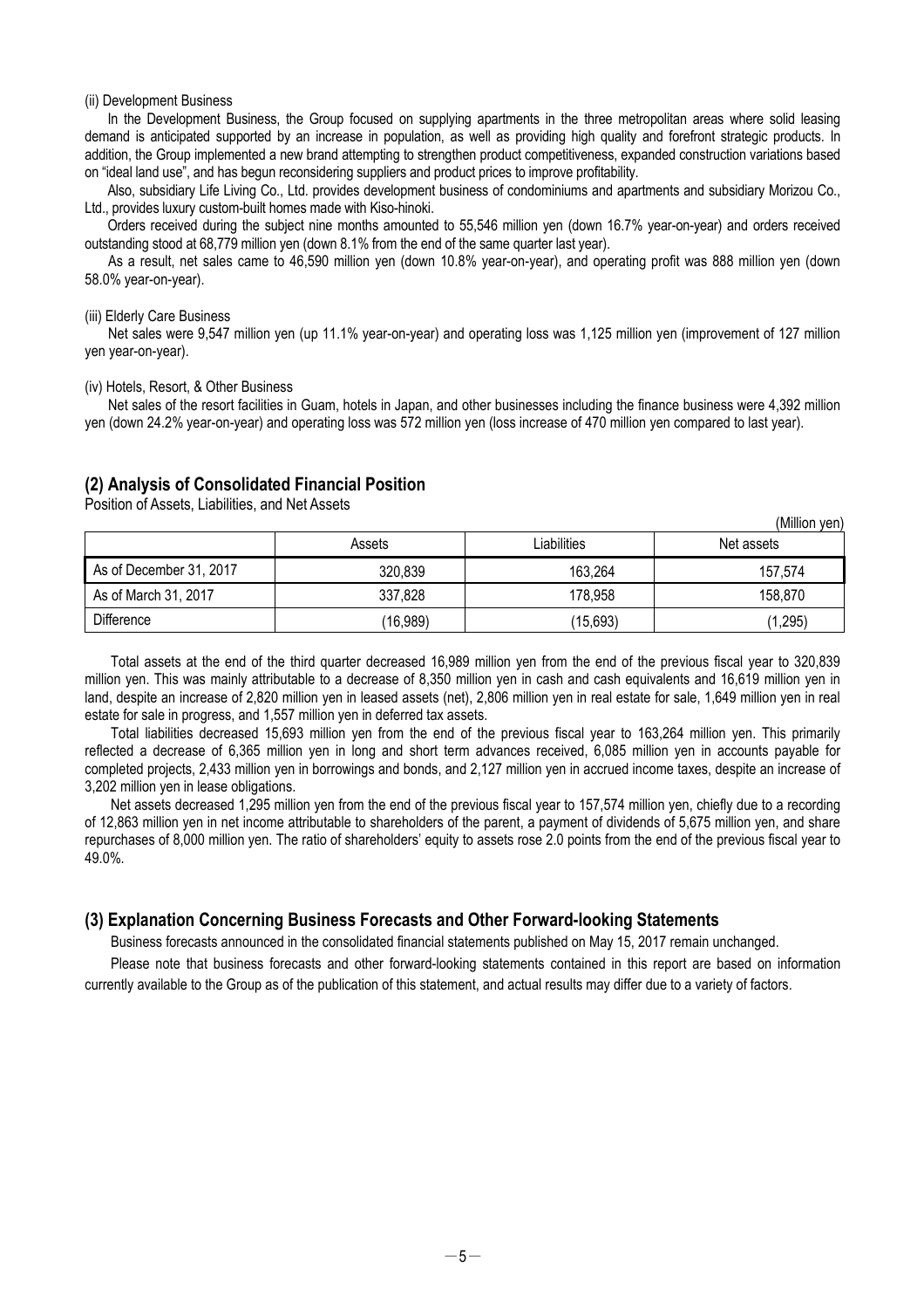(ii) Development Business

In the Development Business, the Group focused on supplying apartments in the three metropolitan areas where solid leasing demand is anticipated supported by an increase in population, as well as providing high quality and forefront strategic products. In addition, the Group implemented a new brand attempting to strengthen product competitiveness, expanded construction variations based on "ideal land use", and has begun reconsidering suppliers and product prices to improve profitability.

Also, subsidiary Life Living Co., Ltd. provides development business of condominiums and apartments and subsidiary Morizou Co., Ltd., provides luxury custom-built homes made with Kiso-hinoki.

Orders received during the subject nine months amounted to 55,546 million yen (down 16.7% year-on-year) and orders received outstanding stood at 68,779 million yen (down 8.1% from the end of the same quarter last year).

As a result, net sales came to 46,590 million yen (down 10.8% year-on-year), and operating profit was 888 million yen (down 58.0% year-on-year).

(iii) Elderly Care Business

Net sales were 9,547 million yen (up 11.1% year-on-year) and operating loss was 1,125 million yen (improvement of 127 million yen year-on-year).

(iv) Hotels, Resort, & Other Business

Net sales of the resort facilities in Guam, hotels in Japan, and other businesses including the finance business were 4,392 million yen (down 24.2% year-on-year) and operating loss was 572 million yen (loss increase of 470 million yen compared to last year).

## (2) Analysis of Consolidated Financial Position

Position of Assets, Liabilities, and Net Assets

(Million yen)

| | Assets | Liabilities | Net assets |
|---|---|---|---|
| As of December 31, 2017 | 320,839 | 163,264 | 157,574 |
| As of March 31, 2017 | 337,828 | 178,958 | 158,870 |
| Difference | (16,989) | (15,693) | (1,295) |

Total assets at the end of the third quarter decreased 16,989 million yen from the end of the previous fiscal year to 320,839 million yen. This was mainly attributable to a decrease of 8,350 million yen in cash and cash equivalents and 16,619 million yen in land, despite an increase of 2,820 million yen in leased assets (net), 2,806 million yen in real estate for sale, 1,649 million yen in real estate for sale in progress, and 1,557 million yen in deferred tax assets.

Total liabilities decreased 15,693 million yen from the end of the previous fiscal year to 163,264 million yen. This primarily reflected a decrease of 6,365 million yen in long and short term advances received, 6,085 million yen in accounts payable for completed projects, 2,433 million yen in borrowings and bonds, and 2,127 million yen in accrued income taxes, despite an increase of 3,202 million yen in lease obligations.

Net assets decreased 1,295 million yen from the end of the previous fiscal year to 157,574 million yen, chiefly due to a recording of 12,863 million yen in net income attributable to shareholders of the parent, a payment of dividends of 5,675 million yen, and share repurchases of 8,000 million yen. The ratio of shareholders' equity to assets rose 2.0 points from the end of the previous fiscal year to 49.0%.

## (3) Explanation Concerning Business Forecasts and Other Forward-looking Statements

Business forecasts announced in the consolidated financial statements published on May 15, 2017 remain unchanged.

Please note that business forecasts and other forward-looking statements contained in this report are based on information currently available to the Group as of the publication of this statement, and actual results may differ due to a variety of factors.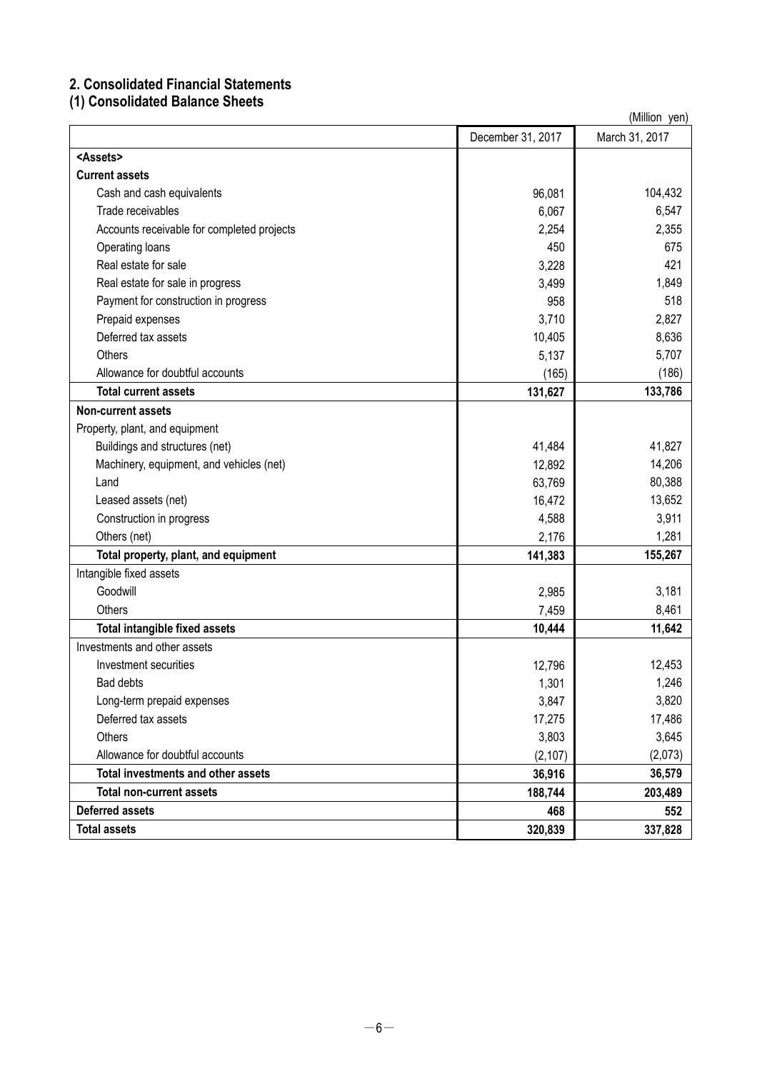## 2. Consolidated Financial Statements

### (1) Consolidated Balance Sheets

(Million yen)

| | December 31, 2017 | March 31, 2017 |
|---|---|---|
| <Assets> | | |
| **Current assets** | | |
| Cash and cash equivalents | 96,081 | 104,432 |
| Trade receivables | 6,067 | 6,547 |
| Accounts receivable for completed projects | 2,254 | 2,355 |
| Operating loans | 450 | 675 |
| Real estate for sale | 3,228 | 421 |
| Real estate for sale in progress | 3,499 | 1,849 |
| Payment for construction in progress | 958 | 518 |
| Prepaid expenses | 3,710 | 2,827 |
| Deferred tax assets | 10,405 | 8,636 |
| Others | 5,137 | 5,707 |
| Allowance for doubtful accounts | (165) | (186) |
| **Total current assets** | **131,627** | **133,786** |
| **Non-current assets** | | |
| Property, plant, and equipment | | |
| Buildings and structures (net) | 41,484 | 41,827 |
| Machinery, equipment, and vehicles (net) | 12,892 | 14,206 |
| Land | 63,769 | 80,388 |
| Leased assets (net) | 16,472 | 13,652 |
| Construction in progress | 4,588 | 3,911 |
| Others (net) | 2,176 | 1,281 |
| **Total property, plant, and equipment** | **141,383** | **155,267** |
| Intangible fixed assets | | |
| Goodwill | 2,985 | 3,181 |
| Others | 7,459 | 8,461 |
| **Total intangible fixed assets** | **10,444** | **11,642** |
| Investments and other assets | | |
| Investment securities | 12,796 | 12,453 |
| Bad debts | 1,301 | 1,246 |
| Long-term prepaid expenses | 3,847 | 3,820 |
| Deferred tax assets | 17,275 | 17,486 |
| Others | 3,803 | 3,645 |
| Allowance for doubtful accounts | (2,107) | (2,073) |
| **Total investments and other assets** | **36,916** | **36,579** |
| **Total non-current assets** | **188,744** | **203,489** |
| **Deferred assets** | **468** | **552** |
| **Total assets** | **320,839** | **337,828** |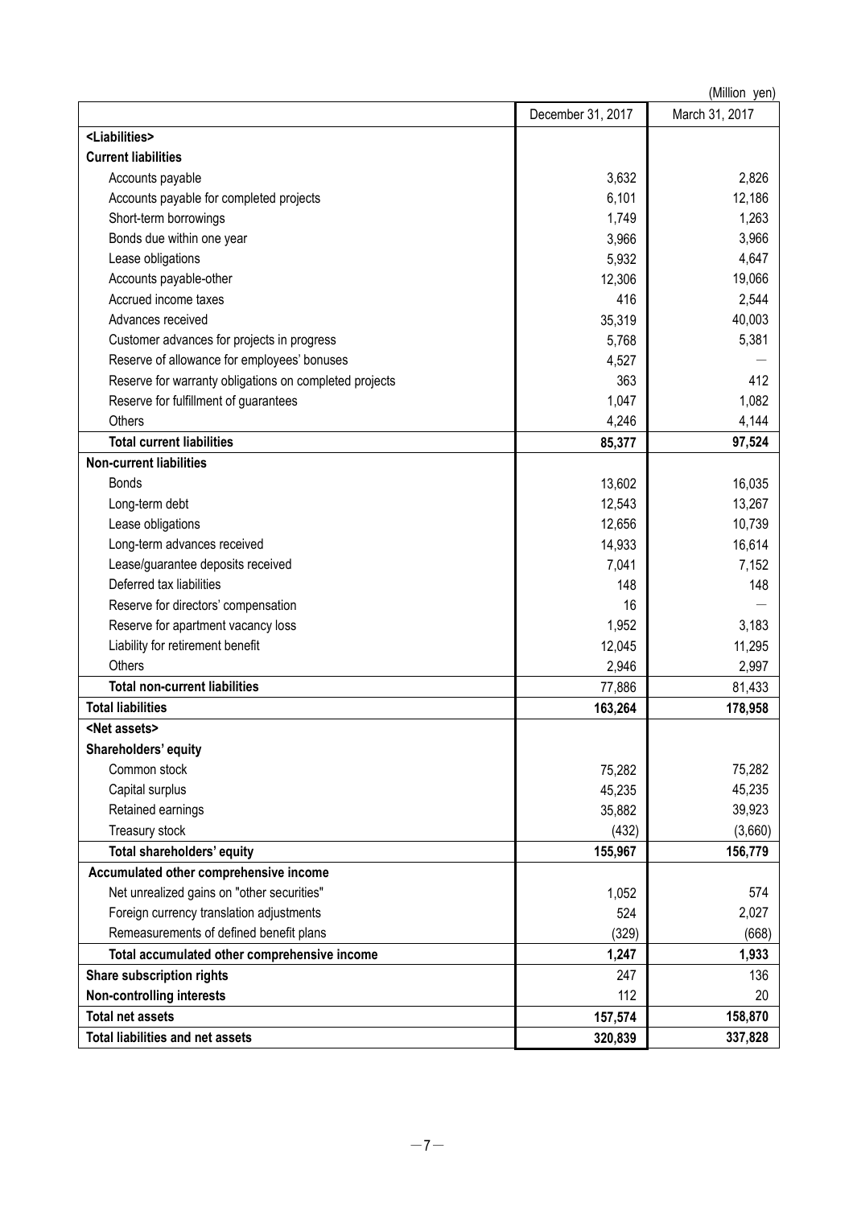(Million yen)

| | December 31, 2017 | March 31, 2017 |
|---|---|---|
| **<Liabilities>** | | |
| **Current liabilities** | | |
| Accounts payable | 3,632 | 2,826 |
| Accounts payable for completed projects | 6,101 | 12,186 |
| Short-term borrowings | 1,749 | 1,263 |
| Bonds due within one year | 3,966 | 3,966 |
| Lease obligations | 5,932 | 4,647 |
| Accounts payable-other | 12,306 | 19,066 |
| Accrued income taxes | 416 | 2,544 |
| Advances received | 35,319 | 40,003 |
| Customer advances for projects in progress | 5,768 | 5,381 |
| Reserve of allowance for employees' bonuses | 4,527 | — |
| Reserve for warranty obligations on completed projects | 363 | 412 |
| Reserve for fulfillment of guarantees | 1,047 | 1,082 |
| Others | 4,246 | 4,144 |
| **Total current liabilities** | **85,377** | **97,524** |
| **Non-current liabilities** | | |
| Bonds | 13,602 | 16,035 |
| Long-term debt | 12,543 | 13,267 |
| Lease obligations | 12,656 | 10,739 |
| Long-term advances received | 14,933 | 16,614 |
| Lease/guarantee deposits received | 7,041 | 7,152 |
| Deferred tax liabilities | 148 | 148 |
| Reserve for directors' compensation | 16 | — |
| Reserve for apartment vacancy loss | 1,952 | 3,183 |
| Liability for retirement benefit | 12,045 | 11,295 |
| Others | 2,946 | 2,997 |
| **Total non-current liabilities** | 77,886 | 81,433 |
| **Total liabilities** | **163,264** | **178,958** |
| **<Net assets>** | | |
| **Shareholders' equity** | | |
| Common stock | 75,282 | 75,282 |
| Capital surplus | 45,235 | 45,235 |
| Retained earnings | 35,882 | 39,923 |
| Treasury stock | (432) | (3,660) |
| **Total shareholders' equity** | **155,967** | **156,779** |
| **Accumulated other comprehensive income** | | |
| Net unrealized gains on "other securities" | 1,052 | 574 |
| Foreign currency translation adjustments | 524 | 2,027 |
| Remeasurements of defined benefit plans | (329) | (668) |
| **Total accumulated other comprehensive income** | **1,247** | **1,933** |
| **Share subscription rights** | 247 | 136 |
| **Non-controlling interests** | 112 | 20 |
| **Total net assets** | **157,574** | **158,870** |
| **Total liabilities and net assets** | **320,839** | **337,828** |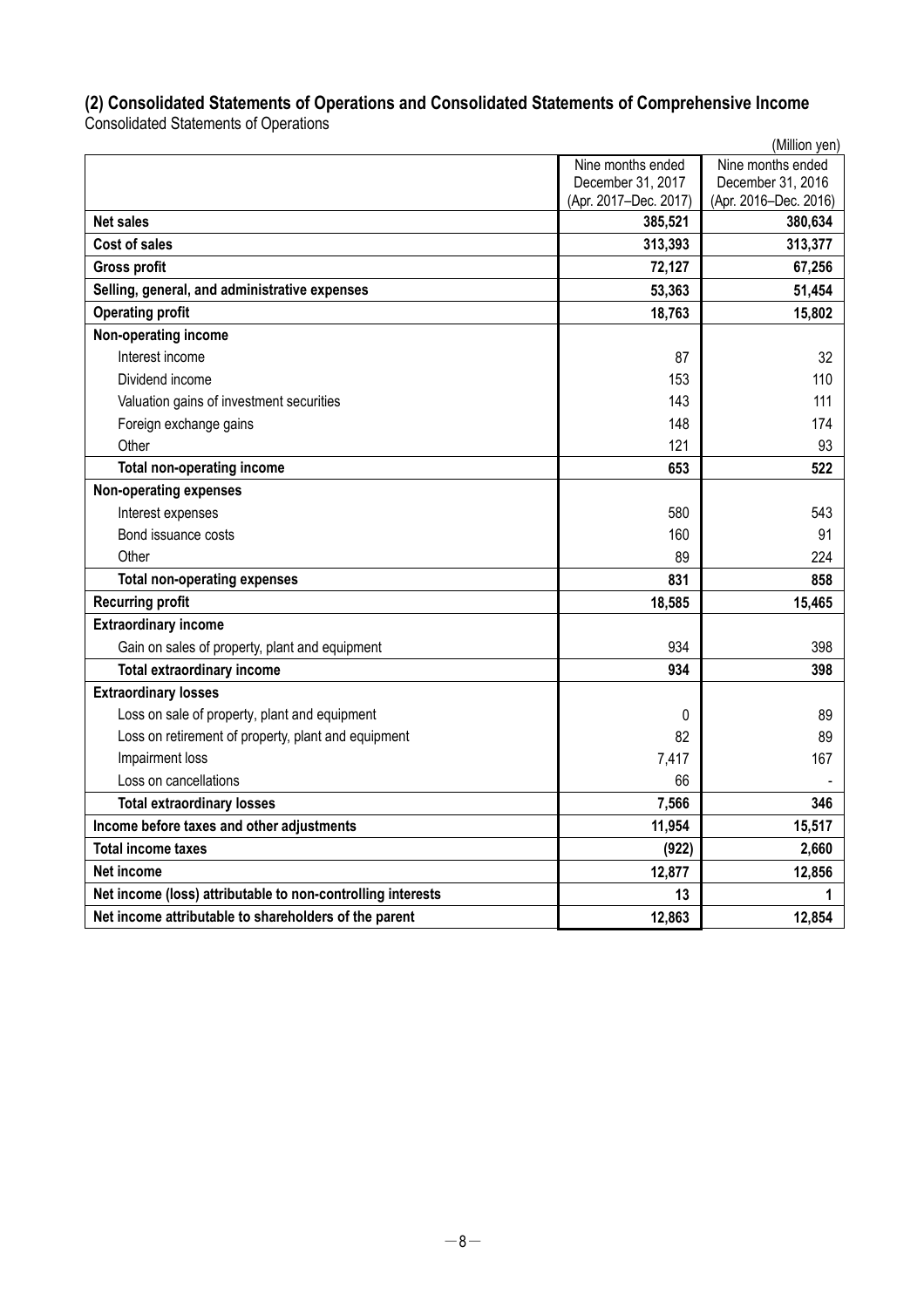## (2) Consolidated Statements of Operations and Consolidated Statements of Comprehensive Income

Consolidated Statements of Operations

(Million yen)

| | Nine months ended December 31, 2017 (Apr. 2017–Dec. 2017) | Nine months ended December 31, 2016 (Apr. 2016–Dec. 2016) |
|---|---|---|
| **Net sales** | **385,521** | **380,634** |
| **Cost of sales** | **313,393** | **313,377** |
| **Gross profit** | **72,127** | **67,256** |
| **Selling, general, and administrative expenses** | **53,363** | **51,454** |
| **Operating profit** | **18,763** | **15,802** |
| **Non-operating income** | | |
| Interest income | 87 | 32 |
| Dividend income | 153 | 110 |
| Valuation gains of investment securities | 143 | 111 |
| Foreign exchange gains | 148 | 174 |
| Other | 121 | 93 |
| **Total non-operating income** | **653** | **522** |
| **Non-operating expenses** | | |
| Interest expenses | 580 | 543 |
| Bond issuance costs | 160 | 91 |
| Other | 89 | 224 |
| **Total non-operating expenses** | **831** | **858** |
| **Recurring profit** | **18,585** | **15,465** |
| **Extraordinary income** | | |
| Gain on sales of property, plant and equipment | 934 | 398 |
| **Total extraordinary income** | **934** | **398** |
| **Extraordinary losses** | | |
| Loss on sale of property, plant and equipment | 0 | 89 |
| Loss on retirement of property, plant and equipment | 82 | 89 |
| Impairment loss | 7,417 | 167 |
| Loss on cancellations | 66 | - |
| **Total extraordinary losses** | **7,566** | **346** |
| **Income before taxes and other adjustments** | **11,954** | **15,517** |
| **Total income taxes** | **(922)** | **2,660** |
| **Net income** | **12,877** | **12,856** |
| **Net income (loss) attributable to non-controlling interests** | **13** | **1** |
| **Net income attributable to shareholders of the parent** | **12,863** | **12,854** |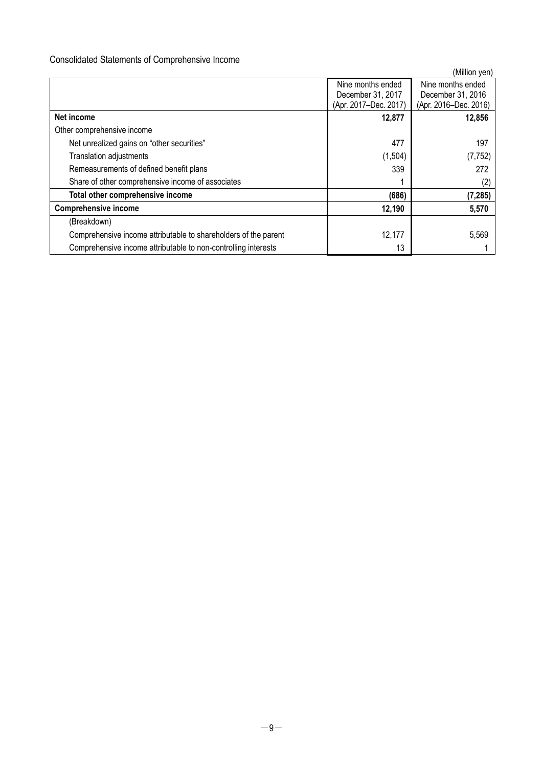Consolidated Statements of Comprehensive Income

(Million yen)

| | Nine months ended December 31, 2017 (Apr. 2017–Dec. 2017) | Nine months ended December 31, 2016 (Apr. 2016–Dec. 2016) |
|---|---|---|
| **Net income** | **12,877** | **12,856** |
| Other comprehensive income | | |
| Net unrealized gains on “other securities” | 477 | 197 |
| Translation adjustments | (1,504) | (7,752) |
| Remeasurements of defined benefit plans | 339 | 272 |
| Share of other comprehensive income of associates | 1 | (2) |
| **Total other comprehensive income** | **(686)** | **(7,285)** |
| **Comprehensive income** | **12,190** | **5,570** |
| (Breakdown) | | |
| Comprehensive income attributable to shareholders of the parent | 12,177 | 5,569 |
| Comprehensive income attributable to non-controlling interests | 13 | 1 |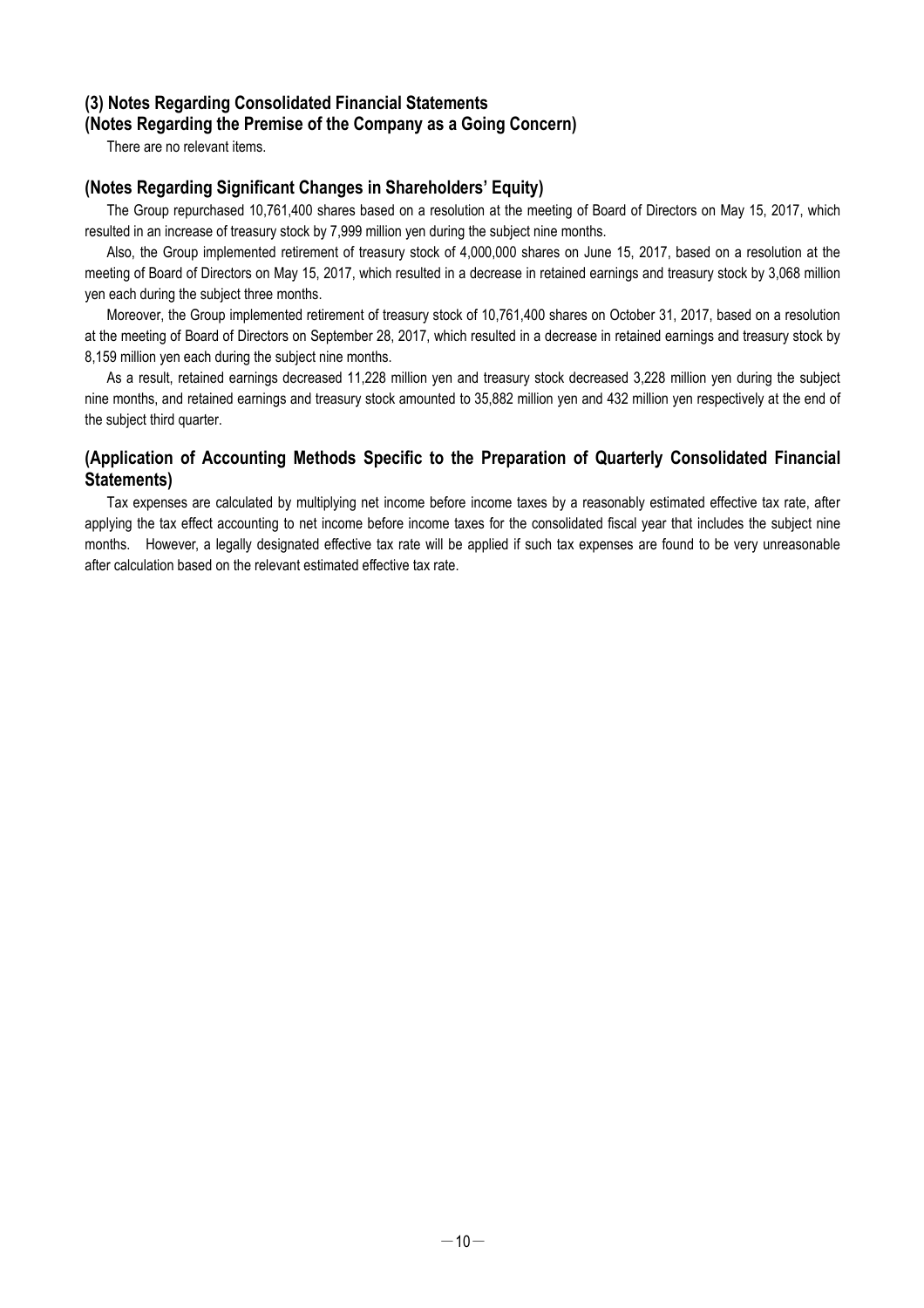## (3) Notes Regarding Consolidated Financial Statements

### (Notes Regarding the Premise of the Company as a Going Concern)

There are no relevant items.

### (Notes Regarding Significant Changes in Shareholders' Equity)

The Group repurchased 10,761,400 shares based on a resolution at the meeting of Board of Directors on May 15, 2017, which resulted in an increase of treasury stock by 7,999 million yen during the subject nine months.

Also, the Group implemented retirement of treasury stock of 4,000,000 shares on June 15, 2017, based on a resolution at the meeting of Board of Directors on May 15, 2017, which resulted in a decrease in retained earnings and treasury stock by 3,068 million yen each during the subject three months.

Moreover, the Group implemented retirement of treasury stock of 10,761,400 shares on October 31, 2017, based on a resolution at the meeting of Board of Directors on September 28, 2017, which resulted in a decrease in retained earnings and treasury stock by 8,159 million yen each during the subject nine months.

As a result, retained earnings decreased 11,228 million yen and treasury stock decreased 3,228 million yen during the subject nine months, and retained earnings and treasury stock amounted to 35,882 million yen and 432 million yen respectively at the end of the subject third quarter.

### (Application of Accounting Methods Specific to the Preparation of Quarterly Consolidated Financial Statements)

Tax expenses are calculated by multiplying net income before income taxes by a reasonably estimated effective tax rate, after applying the tax effect accounting to net income before income taxes for the consolidated fiscal year that includes the subject nine months. However, a legally designated effective tax rate will be applied if such tax expenses are found to be very unreasonable after calculation based on the relevant estimated effective tax rate.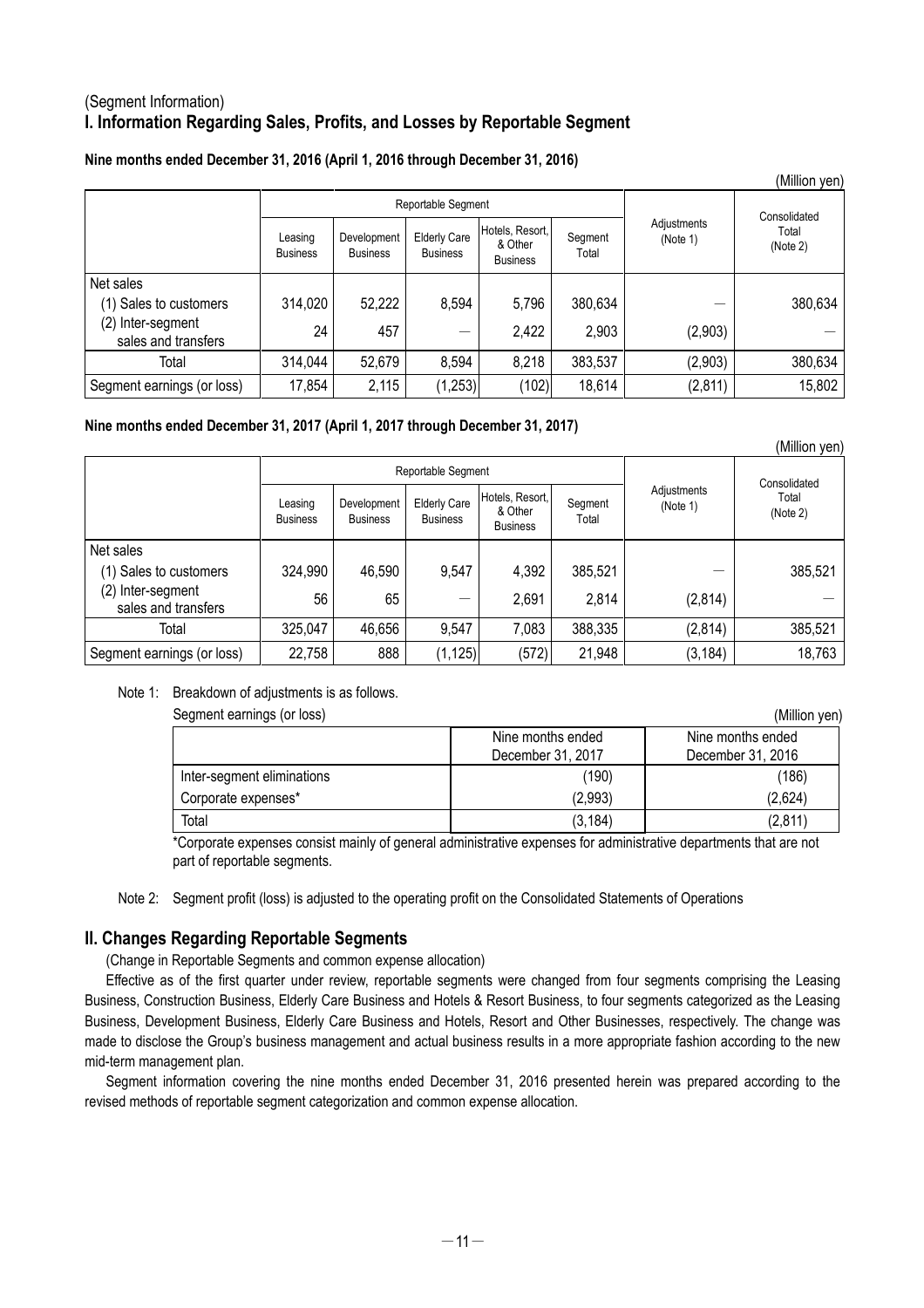(Segment Information)

## I. Information Regarding Sales, Profits, and Losses by Reportable Segment

**Nine months ended December 31, 2016 (April 1, 2016 through December 31, 2016)**

(Million yen)

| | Reportable Segment | | | | | Adjustments (Note 1) | Consolidated Total (Note 2) |
|---|---|---|---|---|---|---|---|
| | Leasing Business | Development Business | Elderly Care Business | Hotels, Resort, & Other Business | Segment Total | | |
| Net sales | | | | | | | |
| (1) Sales to customers | 314,020 | 52,222 | 8,594 | 5,796 | 380,634 | — | 380,634 |
| (2) Inter-segment sales and transfers | 24 | 457 | — | 2,422 | 2,903 | (2,903) | — |
| Total | 314,044 | 52,679 | 8,594 | 8,218 | 383,537 | (2,903) | 380,634 |
| Segment earnings (or loss) | 17,854 | 2,115 | (1,253) | (102) | 18,614 | (2,811) | 15,802 |

**Nine months ended December 31, 2017 (April 1, 2017 through December 31, 2017)**

(Million yen)

| | Reportable Segment | | | | | Adjustments (Note 1) | Consolidated Total (Note 2) |
|---|---|---|---|---|---|---|---|
| | Leasing Business | Development Business | Elderly Care Business | Hotels, Resort, & Other Business | Segment Total | | |
| Net sales | | | | | | | |
| (1) Sales to customers | 324,990 | 46,590 | 9,547 | 4,392 | 385,521 | — | 385,521 |
| (2) Inter-segment sales and transfers | 56 | 65 | — | 2,691 | 2,814 | (2,814) | — |
| Total | 325,047 | 46,656 | 9,547 | 7,083 | 388,335 | (2,814) | 385,521 |
| Segment earnings (or loss) | 22,758 | 888 | (1,125) | (572) | 21,948 | (3,184) | 18,763 |

Note 1: Breakdown of adjustments is as follows.

Segment earnings (or loss) (Million yen)

| | Nine months ended December 31, 2017 | Nine months ended December 31, 2016 |
|---|---|---|
| Inter-segment eliminations | (190) | (186) |
| Corporate expenses* | (2,993) | (2,624) |
| Total | (3,184) | (2,811) |

*Corporate expenses consist mainly of general administrative expenses for administrative departments that are not part of reportable segments.

Note 2: Segment profit (loss) is adjusted to the operating profit on the Consolidated Statements of Operations

## II. Changes Regarding Reportable Segments

(Change in Reportable Segments and common expense allocation)

Effective as of the first quarter under review, reportable segments were changed from four segments comprising the Leasing Business, Construction Business, Elderly Care Business and Hotels & Resort Business, to four segments categorized as the Leasing Business, Development Business, Elderly Care Business and Hotels, Resort and Other Businesses, respectively. The change was made to disclose the Group's business management and actual business results in a more appropriate fashion according to the new mid-term management plan.

Segment information covering the nine months ended December 31, 2016 presented herein was prepared according to the revised methods of reportable segment categorization and common expense allocation.